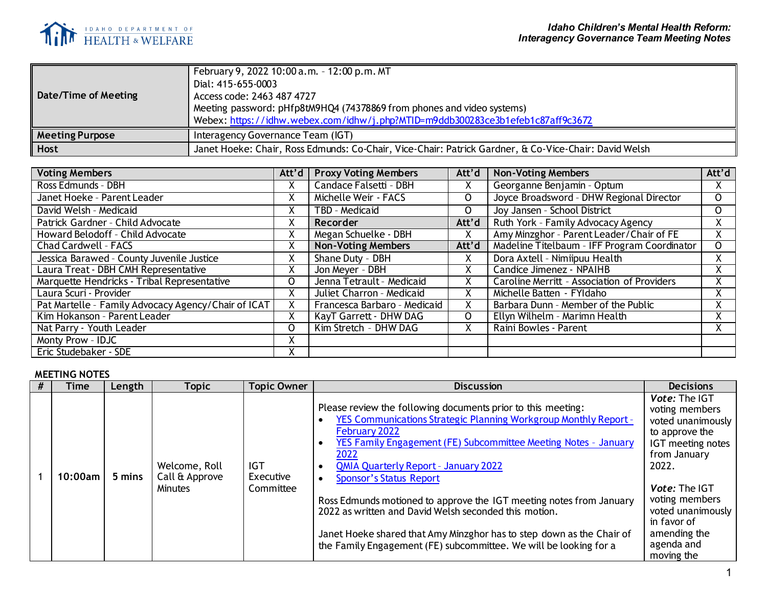Idaho Children's Mental Health Reform:
Interagency Governance Team Meeting Notes

| Date/Time of Meeting | February 9, 2022 10:00 a.m. – 12:00 p.m. MT<br>Dial: 415-655-0003<br>Access code: 2463 487 4727<br>Meeting password: pHfp8tM9HQ4 (74378869 from phones and video systems)<br>Webex: [https://idhw.webex.com/idhw/j.php?MTID=m9ddb300283ce3b1efeb1c87aff9c3672](https://idhw.webex.com/idhw/j.php?MTID=m9ddb300283ce3b1efeb1c87aff9c3672) |
|---|---|
| Meeting Purpose | Interagency Governance Team (IGT) |
| Host | Janet Hoeke: Chair, Ross Edmunds: Co-Chair, Vice-Chair: Patrick Gardner, & Co-Vice-Chair: David Welsh |

| Voting Members | Att'd | Proxy Voting Members | Att'd | Non-Voting Members | Att'd |
|---|---|---|---|---|---|
| Ross Edmunds - DBH | X | Candace Falsetti - DBH | X | Georganne Benjamin - Optum | X |
| Janet Hoeke - Parent Leader | X | Michelle Weir - FACS | O | Joyce Broadsword - DHW Regional Director | O |
| David Welsh - Medicaid | X | TBD - Medicaid | O | Joy Jansen - School District | O |
| Patrick Gardner - Child Advocate | X | **Recorder** | **Att'd** | Ruth York - Family Advocacy Agency | X |
| Howard Belodoff - Child Advocate | X | Megan Schuelke - DBH | X | Amy Minzghor - Parent Leader/Chair of FE | X |
| Chad Cardwell - FACS | X | **Non-Voting Members** | **Att'd** | Madeline Titelbaum - IFF Program Coordinator | O |
| Jessica Barawed - County Juvenile Justice | X | Shane Duty - DBH | X | Dora Axtell - Nimiipuu Health | X |
| Laura Treat - DBH CMH Representative | X | Jon Meyer - DBH | X | Candice Jimenez - NPAIHB | X |
| Marquette Hendricks - Tribal Representative | O | Jenna Tetrault - Medicaid | X | Caroline Merritt - Association of Providers | X |
| Laura Scuri - Provider | X | Juliet Charron - Medicaid | X | Michelle Batten - FYIdaho | X |
| Pat Martelle - Family Advocacy Agency/Chair of ICAT | X | Francesca Barbaro - Medicaid | X | Barbara Dunn - Member of the Public | X |
| Kim Hokanson - Parent Leader | X | KayT Garrett - DHW DAG | O | Ellyn Wilhelm - Marimn Health | X |
| Nat Parry - Youth Leader | O | Kim Stretch - DHW DAG | X | Raini Bowles - Parent | X |
| Monty Prow - IDJC | X | | | | |
| Eric Studebaker - SDE | X | | | | |

**MEETING NOTES**

| # | Time | Length | Topic | Topic Owner | Discussion | Decisions |
|---|---|---|---|---|---|---|
| 1 | 10:00am | 5 mins | Welcome, Roll Call & Approve Minutes | IGT Executive Committee | Please review the following documents prior to this meeting:<br>• [YES Communications Strategic Planning Workgroup Monthly Report – February 2022]()<br>• [YES Family Engagement (FE) Subcommittee Meeting Notes – January 2022]()<br>• [QMIA Quarterly Report – January 2022]()<br>• [Sponsor's Status Report]()<br><br>Ross Edmunds motioned to approve the IGT meeting notes from January 2022 as written and David Welsh seconded this motion.<br><br>Janet Hoeke shared that Amy Minzghor has to step down as the Chair of the Family Engagement (FE) subcommittee. We will be looking for a | ***Vote:*** The IGT voting members voted unanimously to approve the IGT meeting notes from January 2022.<br><br>***Vote:*** The IGT voting members voted unanimously in favor of amending the agenda and moving the |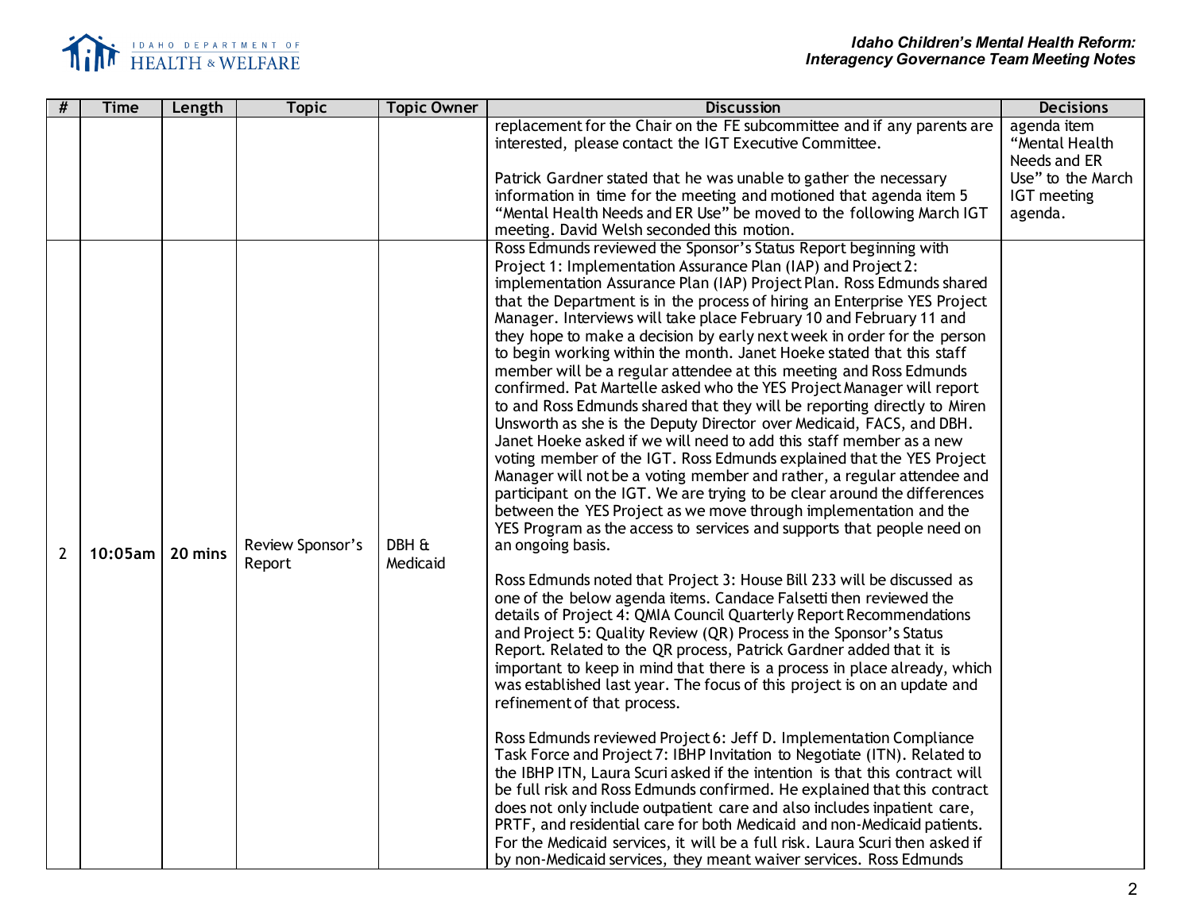| # | Time | Length | Topic | Topic Owner | Discussion | Decisions |
|---|---|---|---|---|---|---|
| | | | | | replacement for the Chair on the FE subcommittee and if any parents are interested, please contact the IGT Executive Committee.<br><br>Patrick Gardner stated that he was unable to gather the necessary information in time for the meeting and motioned that agenda item 5 "Mental Health Needs and ER Use" be moved to the following March IGT meeting. David Welsh seconded this motion. | agenda item "Mental Health Needs and ER Use" to the March IGT meeting agenda. |
| 2 | 10:05am | 20 mins | Review Sponsor's Report | DBH & Medicaid | Ross Edmunds reviewed the Sponsor's Status Report beginning with Project 1: Implementation Assurance Plan (IAP) and Project 2: implementation Assurance Plan (IAP) Project Plan. Ross Edmunds shared that the Department is in the process of hiring an Enterprise YES Project Manager. Interviews will take place February 10 and February 11 and they hope to make a decision by early next week in order for the person to begin working within the month. Janet Hoeke stated that this staff member will be a regular attendee at this meeting and Ross Edmunds confirmed. Pat Martelle asked who the YES Project Manager will report to and Ross Edmunds shared that they will be reporting directly to Miren Unsworth as she is the Deputy Director over Medicaid, FACS, and DBH. Janet Hoeke asked if we will need to add this staff member as a new voting member of the IGT. Ross Edmunds explained that the YES Project Manager will not be a voting member and rather, a regular attendee and participant on the IGT. We are trying to be clear around the differences between the YES Project as we move through implementation and the YES Program as the access to services and supports that people need on an ongoing basis.<br><br>Ross Edmunds noted that Project 3: House Bill 233 will be discussed as one of the below agenda items. Candace Falsetti then reviewed the details of Project 4: QMIA Council Quarterly Report Recommendations and Project 5: Quality Review (QR) Process in the Sponsor's Status Report. Related to the QR process, Patrick Gardner added that it is important to keep in mind that there is a process in place already, which was established last year. The focus of this project is on an update and refinement of that process.<br><br>Ross Edmunds reviewed Project 6: Jeff D. Implementation Compliance Task Force and Project 7: IBHP Invitation to Negotiate (ITN). Related to the IBHP ITN, Laura Scuri asked if the intention is that this contract will be full risk and Ross Edmunds confirmed. He explained that this contract does not only include outpatient care and also includes inpatient care, PRTF, and residential care for both Medicaid and non-Medicaid patients. For the Medicaid services, it will be a full risk. Laura Scuri then asked if by non-Medicaid services, they meant waiver services. Ross Edmunds | |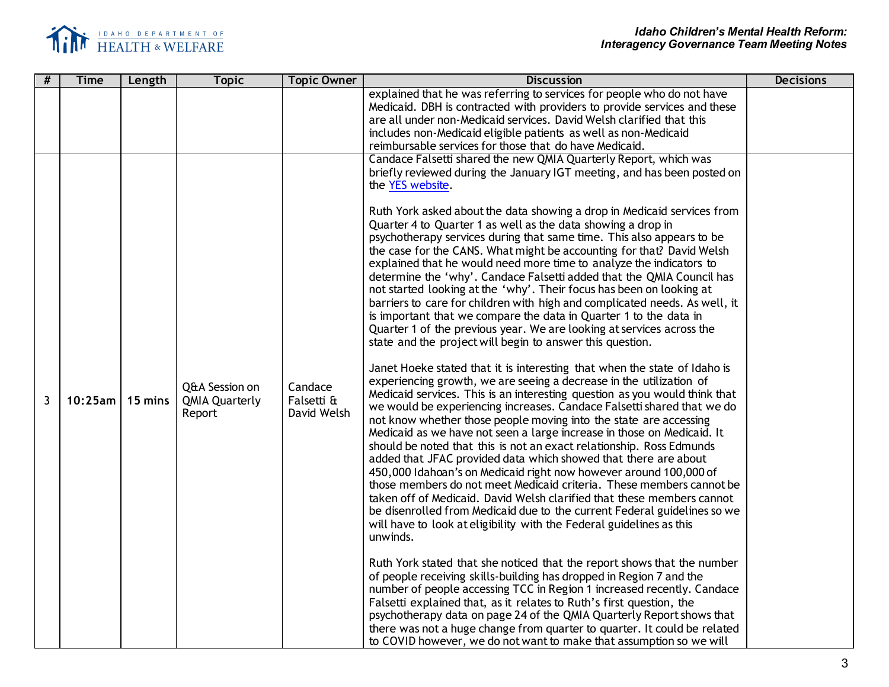| # | Time | Length | Topic | Topic Owner | Discussion | Decisions |
|---|---|---|---|---|---|---|
| | | | | | explained that he was referring to services for people who do not have Medicaid. DBH is contracted with providers to provide services and these are all under non-Medicaid services. David Welsh clarified that this includes non-Medicaid eligible patients as well as non-Medicaid reimbursable services for those that do have Medicaid. | |
| 3 | 10:25am | 15 mins | Q&A Session on QMIA Quarterly Report | Candace Falsetti & David Welsh | Candace Falsetti shared the new QMIA Quarterly Report, which was briefly reviewed during the January IGT meeting, and has been posted on the [YES website](). <br><br> Ruth York asked about the data showing a drop in Medicaid services from Quarter 4 to Quarter 1 as well as the data showing a drop in psychotherapy services during that same time. This also appears to be the case for the CANS. What might be accounting for that? David Welsh explained that he would need more time to analyze the indicators to determine the 'why'. Candace Falsetti added that the QMIA Council has not started looking at the 'why'. Their focus has been on looking at barriers to care for children with high and complicated needs. As well, it is important that we compare the data in Quarter 1 to the data in Quarter 1 of the previous year. We are looking at services across the state and the project will begin to answer this question. <br><br> Janet Hoeke stated that it is interesting that when the state of Idaho is experiencing growth, we are seeing a decrease in the utilization of Medicaid services. This is an interesting question as you would think that we would be experiencing increases. Candace Falsetti shared that we do not know whether those people moving into the state are accessing Medicaid as we have not seen a large increase in those on Medicaid. It should be noted that this is not an exact relationship. Ross Edmunds added that JFAC provided data which showed that there are about 450,000 Idahoan's on Medicaid right now however around 100,000 of those members do not meet Medicaid criteria. These members cannot be taken off of Medicaid. David Welsh clarified that these members cannot be disenrolled from Medicaid due to the current Federal guidelines so we will have to look at eligibility with the Federal guidelines as this unwinds. <br><br> Ruth York stated that she noticed that the report shows that the number of people receiving skills-building has dropped in Region 7 and the number of people accessing TCC in Region 1 increased recently. Candace Falsetti explained that, as it relates to Ruth's first question, the psychotherapy data on page 24 of the QMIA Quarterly Report shows that there was not a huge change from quarter to quarter. It could be related to COVID however, we do not want to make that assumption so we will | |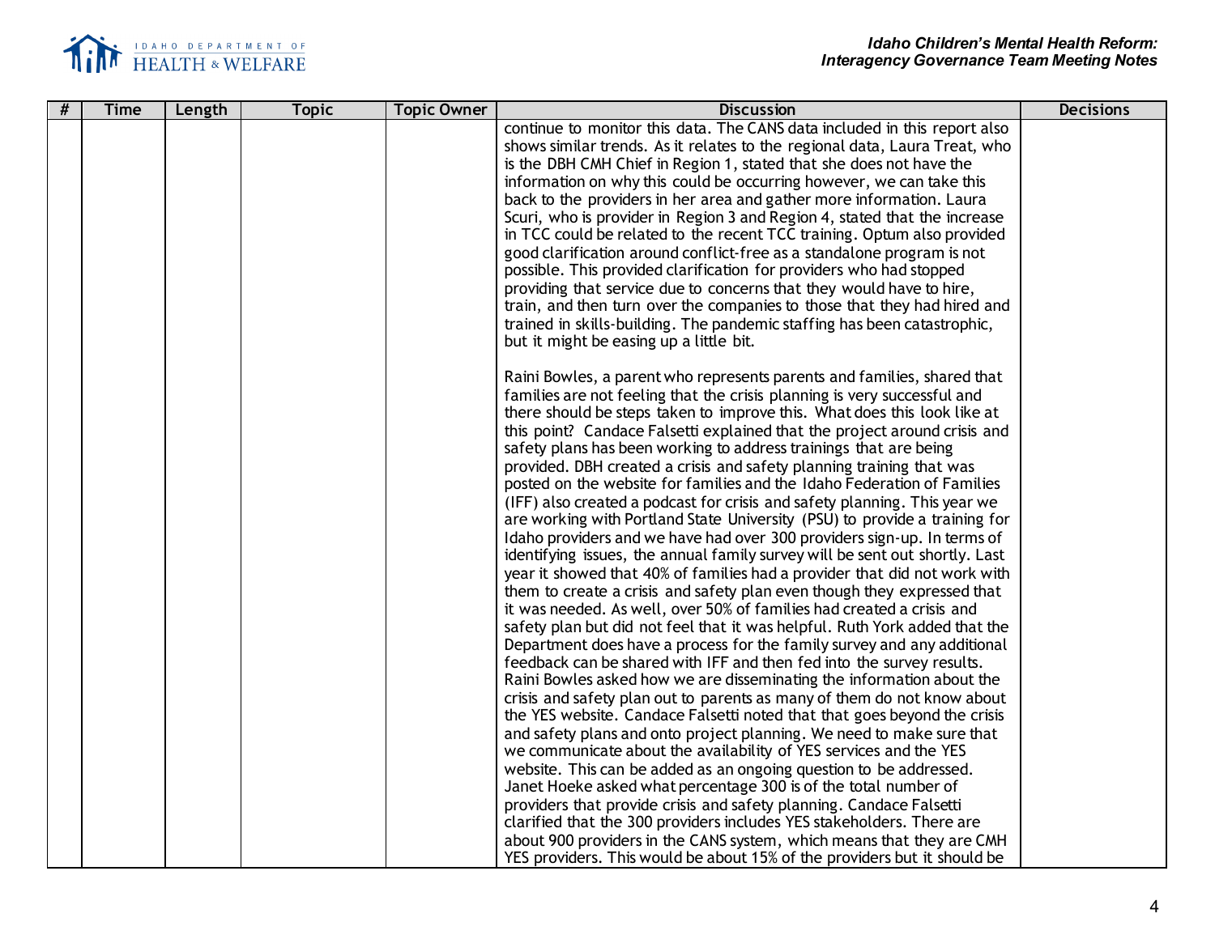| # | Time | Length | Topic | Topic Owner | Discussion | Decisions |
|---|---|---|---|---|---|---|
| | | | | | continue to monitor this data. The CANS data included in this report also shows similar trends. As it relates to the regional data, Laura Treat, who is the DBH CMH Chief in Region 1, stated that she does not have the information on why this could be occurring however, we can take this back to the providers in her area and gather more information. Laura Scuri, who is provider in Region 3 and Region 4, stated that the increase in TCC could be related to the recent TCC training. Optum also provided good clarification around conflict-free as a standalone program is not possible. This provided clarification for providers who had stopped providing that service due to concerns that they would have to hire, train, and then turn over the companies to those that they had hired and trained in skills-building. The pandemic staffing has been catastrophic, but it might be easing up a little bit.<br><br>Raini Bowles, a parent who represents parents and families, shared that families are not feeling that the crisis planning is very successful and there should be steps taken to improve this. What does this look like at this point? Candace Falsetti explained that the project around crisis and safety plans has been working to address trainings that are being provided. DBH created a crisis and safety planning training that was posted on the website for families and the Idaho Federation of Families (IFF) also created a podcast for crisis and safety planning. This year we are working with Portland State University (PSU) to provide a training for Idaho providers and we have had over 300 providers sign-up. In terms of identifying issues, the annual family survey will be sent out shortly. Last year it showed that 40% of families had a provider that did not work with them to create a crisis and safety plan even though they expressed that it was needed. As well, over 50% of families had created a crisis and safety plan but did not feel that it was helpful. Ruth York added that the Department does have a process for the family survey and any additional feedback can be shared with IFF and then fed into the survey results. Raini Bowles asked how we are disseminating the information about the crisis and safety plan out to parents as many of them do not know about the YES website. Candace Falsetti noted that that goes beyond the crisis and safety plans and onto project planning. We need to make sure that we communicate about the availability of YES services and the YES website. This can be added as an ongoing question to be addressed. Janet Hoeke asked what percentage 300 is of the total number of providers that provide crisis and safety planning. Candace Falsetti clarified that the 300 providers includes YES stakeholders. There are about 900 providers in the CANS system, which means that they are CMH YES providers. This would be about 15% of the providers but it should be | |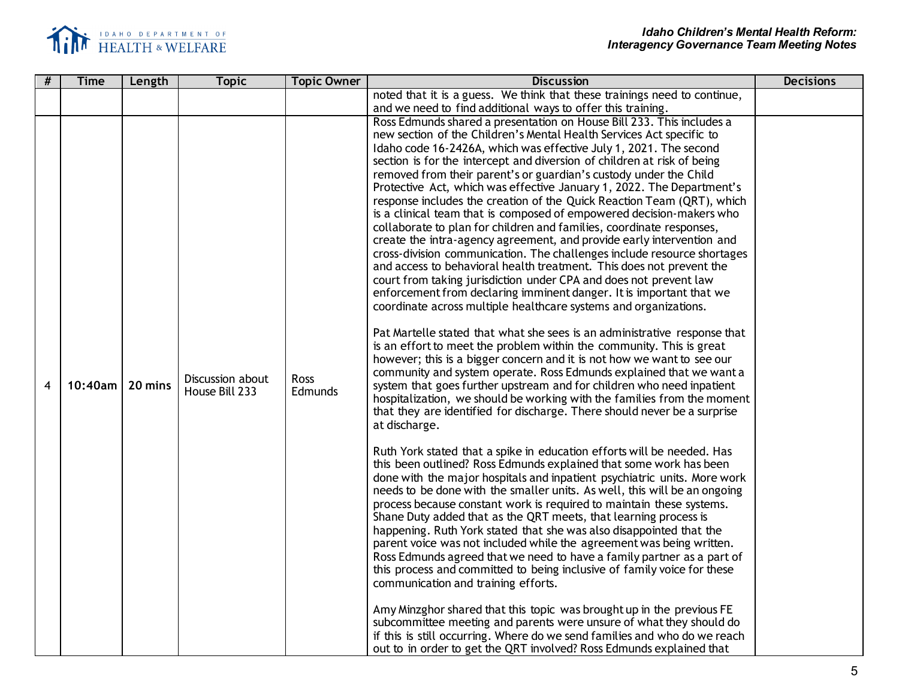| # | Time | Length | Topic | Topic Owner | Discussion | Decisions |
|---|---|---|---|---|---|---|
| | | | | | noted that it is a guess. We think that these trainings need to continue, and we need to find additional ways to offer this training. | |
| 4 | 10:40am | 20 mins | Discussion about House Bill 233 | Ross Edmunds | Ross Edmunds shared a presentation on House Bill 233. This includes a new section of the Children's Mental Health Services Act specific to Idaho code 16-2426A, which was effective July 1, 2021. The second section is for the intercept and diversion of children at risk of being removed from their parent's or guardian's custody under the Child Protective Act, which was effective January 1, 2022. The Department's response includes the creation of the Quick Reaction Team (QRT), which is a clinical team that is composed of empowered decision-makers who collaborate to plan for children and families, coordinate responses, create the intra-agency agreement, and provide early intervention and cross-division communication. The challenges include resource shortages and access to behavioral health treatment. This does not prevent the court from taking jurisdiction under CPA and does not prevent law enforcement from declaring imminent danger. It is important that we coordinate across multiple healthcare systems and organizations.<br><br>Pat Martelle stated that what she sees is an administrative response that is an effort to meet the problem within the community. This is great however; this is a bigger concern and it is not how we want to see our community and system operate. Ross Edmunds explained that we want a system that goes further upstream and for children who need inpatient hospitalization, we should be working with the families from the moment that they are identified for discharge. There should never be a surprise at discharge.<br><br>Ruth York stated that a spike in education efforts will be needed. Has this been outlined? Ross Edmunds explained that some work has been done with the major hospitals and inpatient psychiatric units. More work needs to be done with the smaller units. As well, this will be an ongoing process because constant work is required to maintain these systems. Shane Duty added that as the QRT meets, that learning process is happening. Ruth York stated that she was also disappointed that the parent voice was not included while the agreement was being written. Ross Edmunds agreed that we need to have a family partner as a part of this process and committed to being inclusive of family voice for these communication and training efforts.<br><br>Amy Minzghor shared that this topic was brought up in the previous FE subcommittee meeting and parents were unsure of what they should do if this is still occurring. Where do we send families and who do we reach out to in order to get the QRT involved? Ross Edmunds explained that | |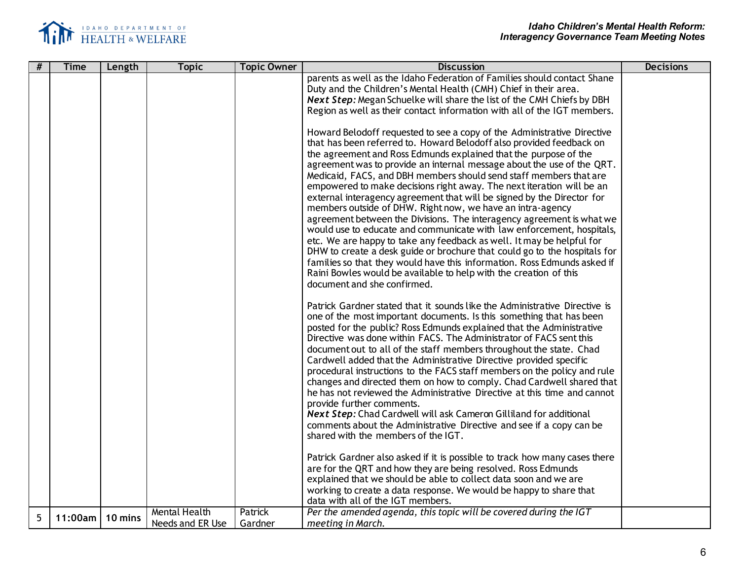| # | Time | Length | Topic | Topic Owner | Discussion | Decisions |
|---|---|---|---|---|---|---|
| | | | | | parents as well as the Idaho Federation of Families should contact Shane Duty and the Children's Mental Health (CMH) Chief in their area.<br>***Next Step:*** Megan Schuelke will share the list of the CMH Chiefs by DBH Region as well as their contact information with all of the IGT members.<br><br>Howard Belodoff requested to see a copy of the Administrative Directive that has been referred to. Howard Belodoff also provided feedback on the agreement and Ross Edmunds explained that the purpose of the agreement was to provide an internal message about the use of the QRT. Medicaid, FACS, and DBH members should send staff members that are empowered to make decisions right away. The next iteration will be an external interagency agreement that will be signed by the Director for members outside of DHW. Right now, we have an intra-agency agreement between the Divisions. The interagency agreement is what we would use to educate and communicate with law enforcement, hospitals, etc. We are happy to take any feedback as well. It may be helpful for DHW to create a desk guide or brochure that could go to the hospitals for families so that they would have this information. Ross Edmunds asked if Raini Bowles would be available to help with the creation of this document and she confirmed.<br><br>Patrick Gardner stated that it sounds like the Administrative Directive is one of the most important documents. Is this something that has been posted for the public? Ross Edmunds explained that the Administrative Directive was done within FACS. The Administrator of FACS sent this document out to all of the staff members throughout the state. Chad Cardwell added that the Administrative Directive provided specific procedural instructions to the FACS staff members on the policy and rule changes and directed them on how to comply. Chad Cardwell shared that he has not reviewed the Administrative Directive at this time and cannot provide further comments.<br>***Next Step:*** Chad Cardwell will ask Cameron Gilliland for additional comments about the Administrative Directive and see if a copy can be shared with the members of the IGT.<br><br>Patrick Gardner also asked if it is possible to track how many cases there are for the QRT and how they are being resolved. Ross Edmunds explained that we should be able to collect data soon and we are working to create a data response. We would be happy to share that data with all of the IGT members. | |
| 5 | 11:00am | 10 mins | Mental Health Needs and ER Use | Patrick Gardner | *Per the amended agenda, this topic will be covered during the IGT meeting in March.* | |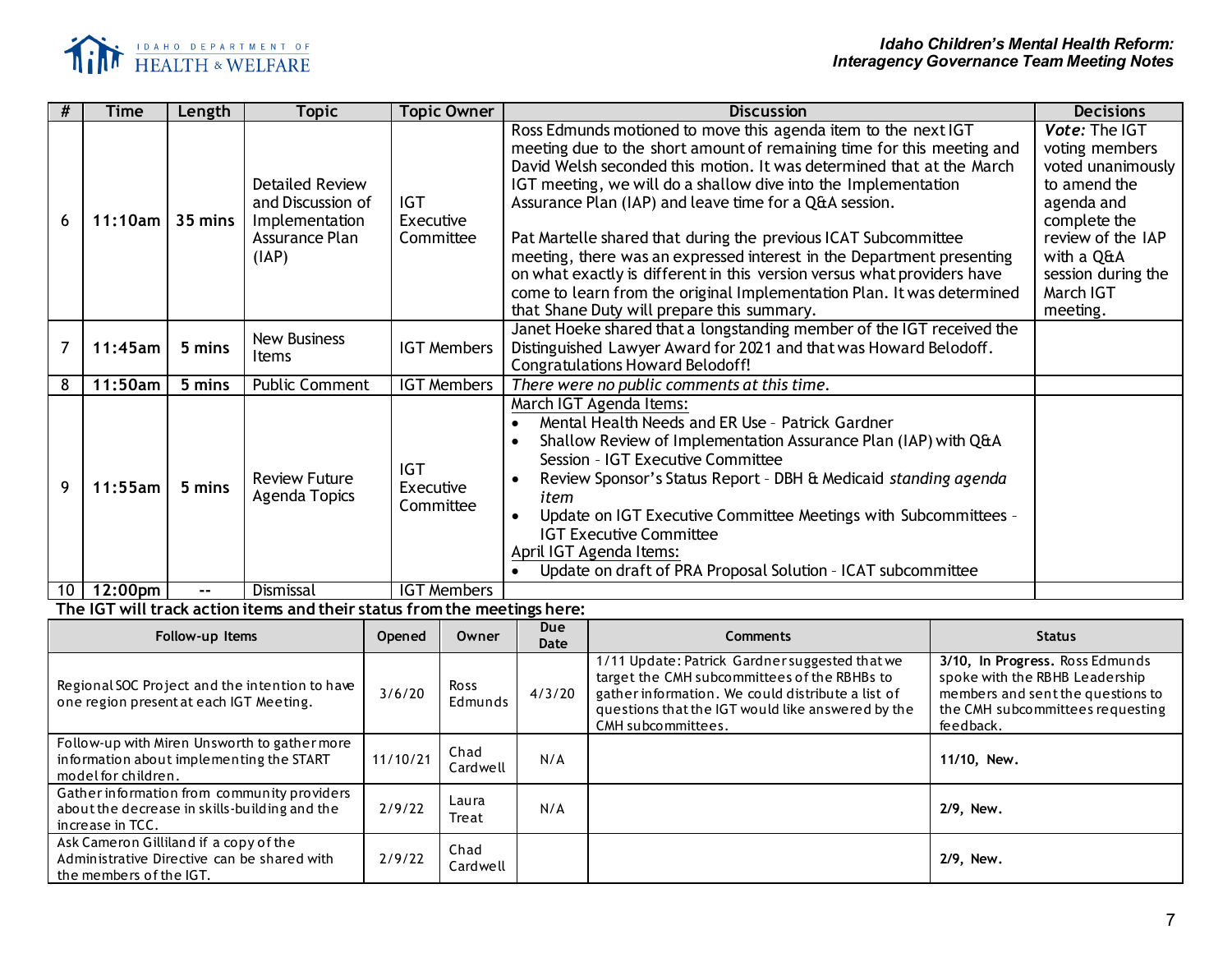| # | Time | Length | Topic | Topic Owner | Discussion | Decisions |
|---|---|---|---|---|---|---|
| 6 | 11:10am | 35 mins | Detailed Review and Discussion of Implementation Assurance Plan (IAP) | IGT Executive Committee | Ross Edmunds motioned to move this agenda item to the next IGT meeting due to the short amount of remaining time for this meeting and David Welsh seconded this motion. It was determined that at the March IGT meeting, we will do a shallow dive into the Implementation Assurance Plan (IAP) and leave time for a Q&A session.<br><br>Pat Martelle shared that during the previous ICAT Subcommittee meeting, there was an expressed interest in the Department presenting on what exactly is different in this version versus what providers have come to learn from the original Implementation Plan. It was determined that Shane Duty will prepare this summary. | ***Vote:*** The IGT voting members voted unanimously to amend the agenda and complete the review of the IAP with a Q&A session during the March IGT meeting. |
| 7 | 11:45am | 5 mins | New Business Items | IGT Members | Janet Hoeke shared that a longstanding member of the IGT received the Distinguished Lawyer Award for 2021 and that was Howard Belodoff. Congratulations Howard Belodoff! | |
| 8 | 11:50am | 5 mins | Public Comment | IGT Members | *There were no public comments at this time.* | |
| 9 | 11:55am | 5 mins | Review Future Agenda Topics | IGT Executive Committee | March IGT Agenda Items:<br>• Mental Health Needs and ER Use – Patrick Gardner<br>• Shallow Review of Implementation Assurance Plan (IAP) with Q&A Session – IGT Executive Committee<br>• Review Sponsor's Status Report – DBH & Medicaid *standing agenda item*<br>• Update on IGT Executive Committee Meetings with Subcommittees – IGT Executive Committee<br>April IGT Agenda Items:<br>• Update on draft of PRA Proposal Solution – ICAT subcommittee | |
| 10 | 12:00pm | -- | Dismissal | IGT Members | | |

**The IGT will track action items and their status from the meetings here:**

| Follow-up Items | Opened | Owner | Due Date | Comments | Status |
|---|---|---|---|---|---|
| Regional SOC Project and the intention to have one region present at each IGT Meeting. | 3/6/20 | Ross Edmunds | 4/3/20 | 1/11 Update: Patrick Gardner suggested that we target the CMH subcommittees of the RBHBs to gather information. We could distribute a list of questions that the IGT would like answered by the CMH subcommittees. | **3/10, In Progress.** Ross Edmunds spoke with the RBHB Leadership members and sent the questions to the CMH subcommittees requesting feedback. |
| Follow-up with Miren Unsworth to gather more information about implementing the START model for children. | 11/10/21 | Chad Cardwell | N/A | | **11/10, New.** |
| Gather information from community providers about the decrease in skills-building and the increase in TCC. | 2/9/22 | Laura Treat | N/A | | **2/9, New.** |
| Ask Cameron Gilliland if a copy of the Administrative Directive can be shared with the members of the IGT. | 2/9/22 | Chad Cardwell | | | **2/9, New.** |